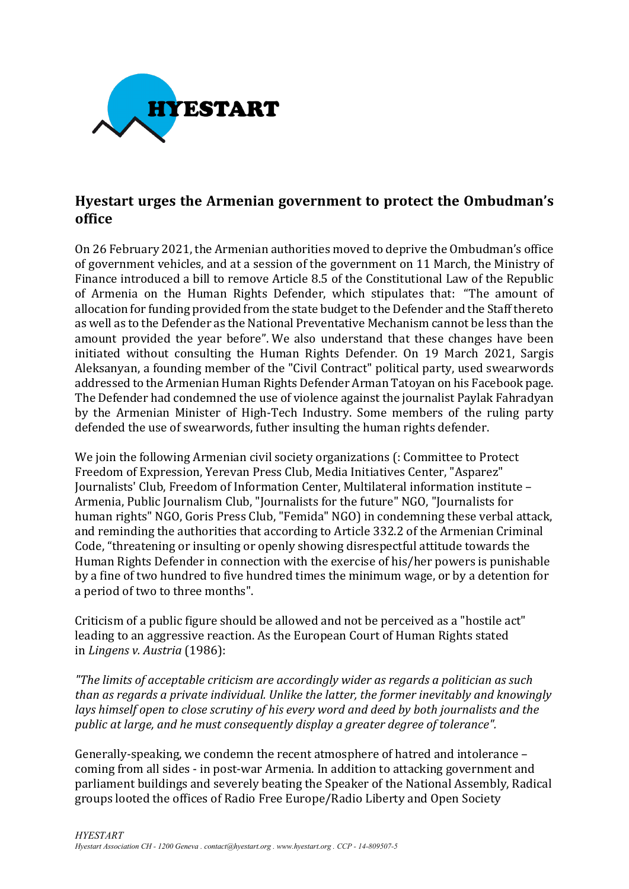HYESTART

## Hyestart urges the Armenian government to protect the Ombudman's office

On 26 February 2021, the Armenian authorities moved to deprive the Ombudman's office of government vehicles, and at a session of the government on 11 March, the Ministry of Finance introduced a bill to remove Article 8.5 of the Constitutional Law of the Republic of Armenia on the Human Rights Defender, which stipulates that: "The amount of allocation for funding provided from the state budget to the Defender and the Staff thereto as well as to the Defender as the National Preventative Mechanism cannot be less than the amount provided the year before". We also understand that these changes have been initiated without consulting the Human Rights Defender. On 19 March 2021, Sargis Aleksanyan, a founding member of the "Civil Contract" political party, used swearwords addressed to the Armenian Human Rights Defender Arman Tatoyan on his Facebook page. The Defender had condemned the use of violence against the journalist Paylak Fahradyan by the Armenian Minister of High-Tech Industry. Some members of the ruling party defended the use of swearwords, futher insulting the human rights defender.

We join the following Armenian civil society organizations (: Committee to Protect Freedom of Expression, Yerevan Press Club, Media Initiatives Center, "Asparez" Journalists' Club, Freedom of Information Center, Multilateral information institute – Armenia, Public Journalism Club, "Journalists for the future" NGO, "Journalists for human rights" NGO, Goris Press Club, "Femida" NGO) in condemning these verbal attack, and reminding the authorities that according to Article 332.2 of the Armenian Criminal Code, "threatening or insulting or openly showing disrespectful attitude towards the Human Rights Defender in connection with the exercise of his/her powers is punishable by a fine of two hundred to five hundred times the minimum wage, or by a detention for a period of two to three months".

Criticism of a public figure should be allowed and not be perceived as a "hostile act" leading to an aggressive reaction. As the European Court of Human Rights stated in *Lingens v. Austria* (1986):

*"The limits of acceptable criticism are accordingly wider as regards a politician as such than as regards a private individual. Unlike the latter, the former inevitably and knowingly lays himself open to close scrutiny of his every word and deed by both journalists and the public at large, and he must consequently display a greater degree of tolerance".*

Generally-speaking, we condemn the recent atmosphere of hatred and intolerance – coming from all sides - in post-war Armenia. In addition to attacking government and parliament buildings and severely beating the Speaker of the National Assembly, Radical groups looted the offices of Radio Free Europe/Radio Liberty and Open Society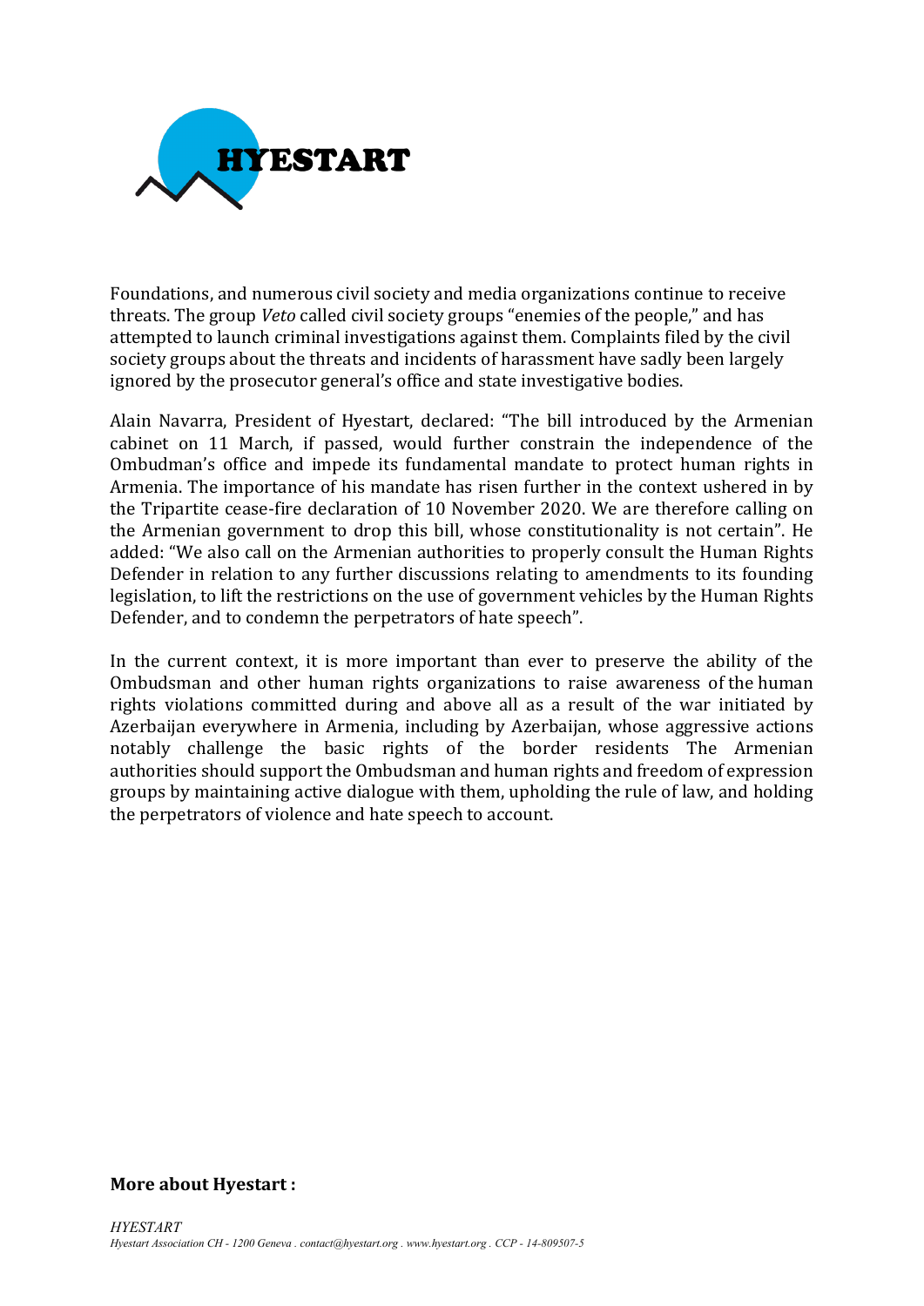Foundations, and numerous civil society and media organizations continue to receive threats. The group *Veto* called civil society groups "enemies of the people," and has attempted to launch criminal investigations against them. Complaints filed by the civil society groups about the threats and incidents of harassment have sadly been largely ignored by the prosecutor general's office and state investigative bodies.

Alain Navarra, President of Hyestart, declared: "The bill introduced by the Armenian cabinet on 11 March, if passed, would further constrain the independence of the Ombudsman's office and impede its fundamental mandate to protect human rights in Armenia. The importance of his mandate has risen further in the context ushered in by the Tripartite cease-fire declaration of 10 November 2020. We are therefore calling on the Armenian government to drop this bill, whose constitutionality is not certain". He added: "We also call on the Armenian authorities to properly consult the Human Rights Defender in relation to any further discussions relating to amendments to its founding legislation, to lift the restrictions on the use of government vehicles by the Human Rights Defender, and to condemn the perpetrators of hate speech".

In the current context, it is more important than ever to preserve the ability of the Ombudsman and other human rights organizations to raise awareness of the human rights violations committed during and above all as a result of the war initiated by Azerbaijan everywhere in Armenia, including by Azerbaijan, whose aggressive actions notably challenge the basic rights of the border residents The Armenian authorities should support the Ombudsman and human rights and freedom of expression groups by maintaining active dialogue with them, upholding the rule of law, and holding the perpetrators of violence and hate speech to account.

**More about Hyestart :**

*HYESTART*

*Hyestart Association CH - 1200 Geneva . contact@hyestart.org . www.hyestart.org . CCP - 14-809507-5*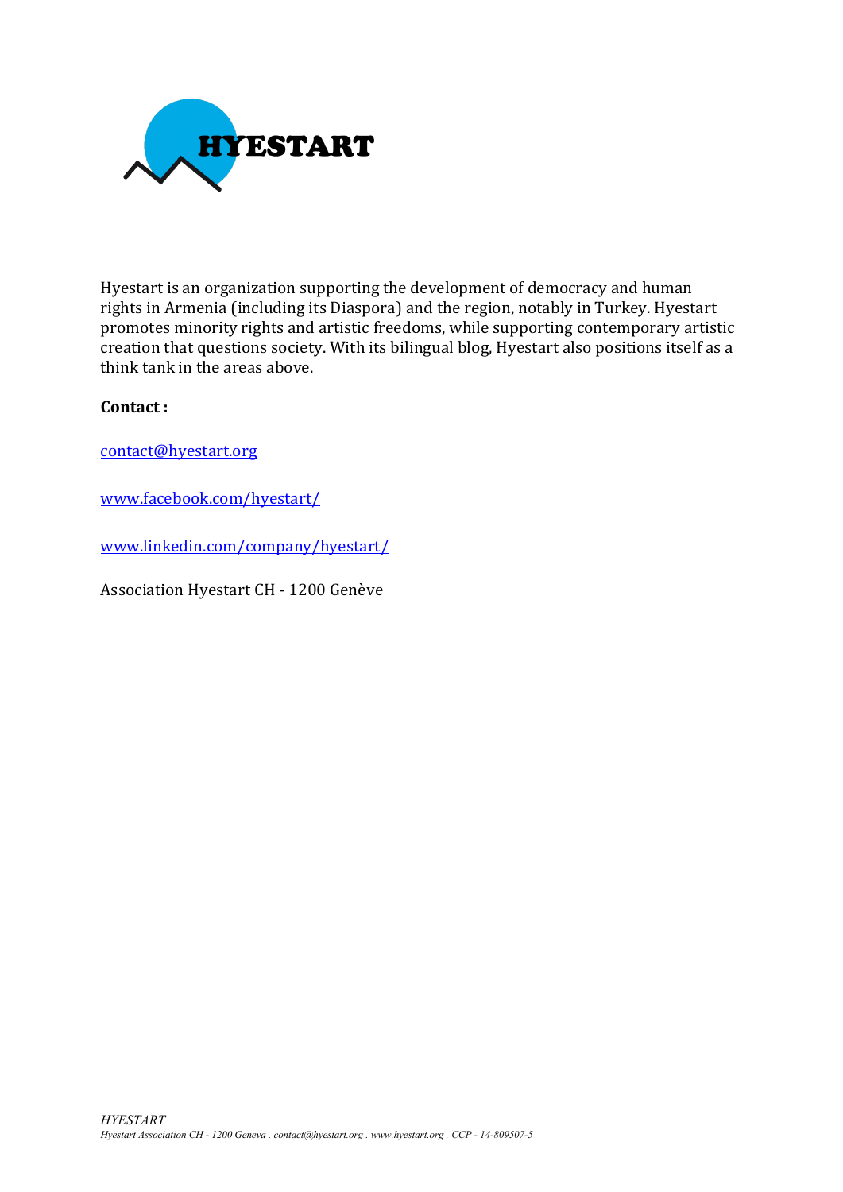HYESTART

Hyestart is an organization supporting the development of democracy and human rights in Armenia (including its Diaspora) and the region, notably in Turkey. Hyestart promotes minority rights and artistic freedoms, while supporting contemporary artistic creation that questions society. With its bilingual blog, Hyestart also positions itself as a think tank in the areas above.

**Contact :**

contact@hyestart.org

www.facebook.com/hyestart/

www.linkedin.com/company/hyestart/

Association Hyestart CH - 1200 Genève